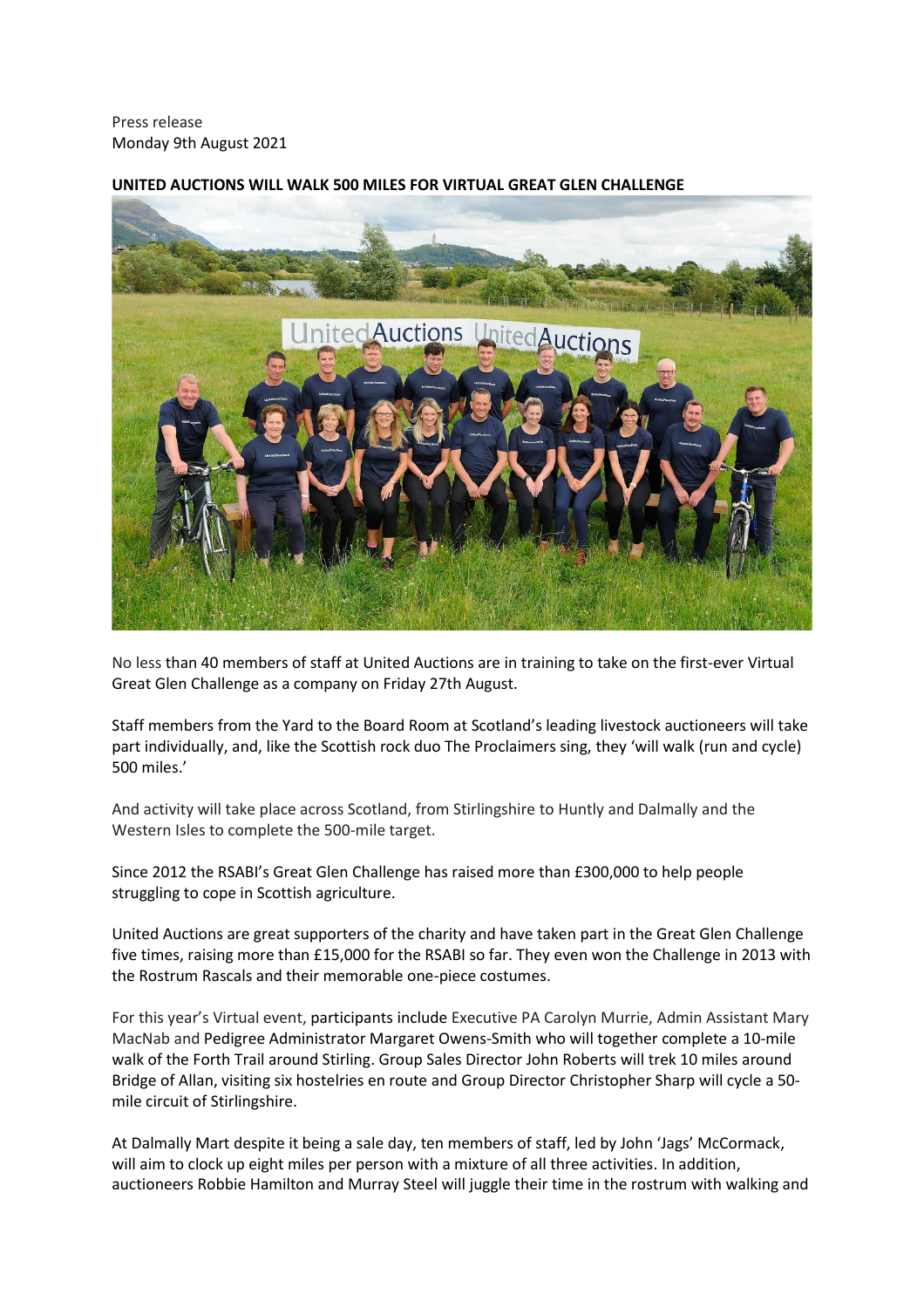Press release
Monday 9th August 2021

**UNITED AUCTIONS WILL WALK 500 MILES FOR VIRTUAL GREAT GLEN CHALLENGE**

No less than 40 members of staff at United Auctions are in training to take on the first-ever Virtual Great Glen Challenge as a company on Friday 27th August.

Staff members from the Yard to the Board Room at Scotland's leading livestock auctioneers will take part individually, and, like the Scottish rock duo The Proclaimers sing, they 'will walk (run and cycle) 500 miles.'

And activity will take place across Scotland, from Stirlingshire to Huntly and Dalmally and the Western Isles to complete the 500-mile target.

Since 2012 the RSABI's Great Glen Challenge has raised more than £300,000 to help people struggling to cope in Scottish agriculture.

United Auctions are great supporters of the charity and have taken part in the Great Glen Challenge five times, raising more than £15,000 for the RSABI so far. They even won the Challenge in 2013 with the Rostrum Rascals and their memorable one-piece costumes.

For this year's Virtual event, participants include Executive PA Carolyn Murrie, Admin Assistant Mary MacNab and Pedigree Administrator Margaret Owens-Smith who will together complete a 10-mile walk of the Forth Trail around Stirling. Group Sales Director John Roberts will trek 10 miles around Bridge of Allan, visiting six hostelries en route and Group Director Christopher Sharp will cycle a 50-mile circuit of Stirlingshire.

At Dalmally Mart despite it being a sale day, ten members of staff, led by John 'Jags' McCormack, will aim to clock up eight miles per person with a mixture of all three activities. In addition, auctioneers Robbie Hamilton and Murray Steel will juggle their time in the rostrum with walking and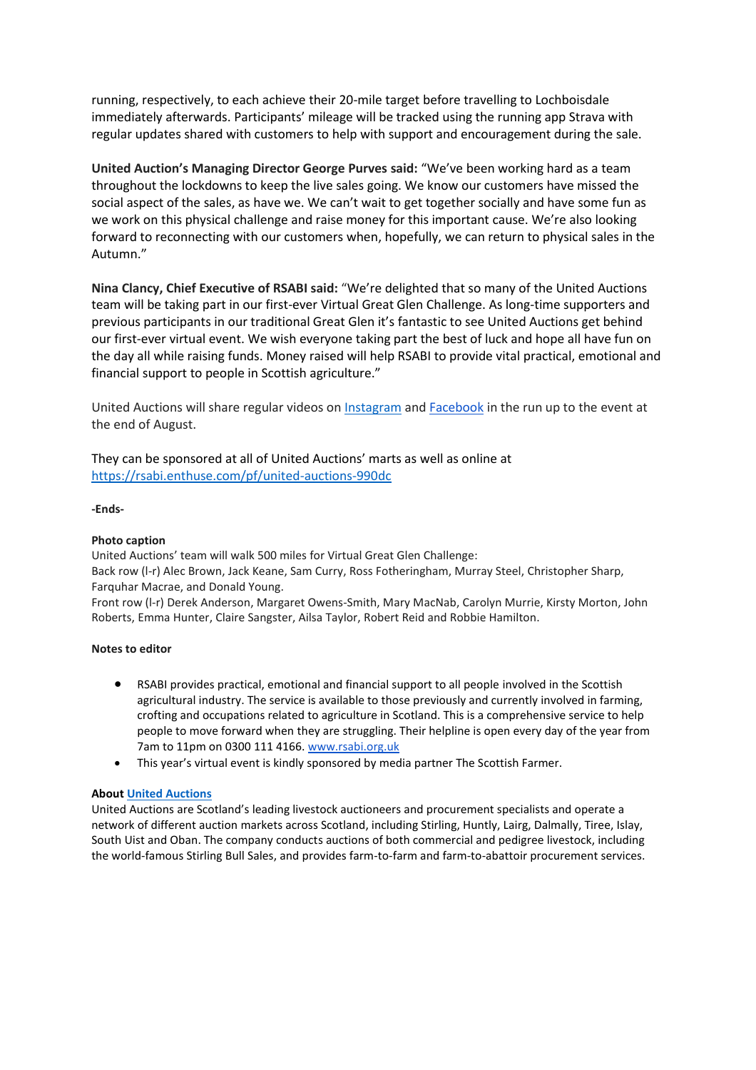running, respectively, to each achieve their 20-mile target before travelling to Lochboisdale immediately afterwards. Participants' mileage will be tracked using the running app Strava with regular updates shared with customers to help with support and encouragement during the sale.

**United Auction's Managing Director George Purves said:** "We've been working hard as a team throughout the lockdowns to keep the live sales going. We know our customers have missed the social aspect of the sales, as have we. We can't wait to get together socially and have some fun as we work on this physical challenge and raise money for this important cause. We're also looking forward to reconnecting with our customers when, hopefully, we can return to physical sales in the Autumn."

**Nina Clancy, Chief Executive of RSABI said:** "We're delighted that so many of the United Auctions team will be taking part in our first-ever Virtual Great Glen Challenge. As long-time supporters and previous participants in our traditional Great Glen it's fantastic to see United Auctions get behind our first-ever virtual event. We wish everyone taking part the best of luck and hope all have fun on the day all while raising funds. Money raised will help RSABI to provide vital practical, emotional and financial support to people in Scottish agriculture."

United Auctions will share regular videos on Instagram and Facebook in the run up to the event at the end of August.

They can be sponsored at all of United Auctions' marts as well as online at https://rsabi.enthuse.com/pf/united-auctions-990dc

**-Ends-**

**Photo caption**

United Auctions' team will walk 500 miles for Virtual Great Glen Challenge:
Back row (l-r) Alec Brown, Jack Keane, Sam Curry, Ross Fotheringham, Murray Steel, Christopher Sharp, Farquhar Macrae, and Donald Young.
Front row (l-r) Derek Anderson, Margaret Owens-Smith, Mary MacNab, Carolyn Murrie, Kirsty Morton, John Roberts, Emma Hunter, Claire Sangster, Ailsa Taylor, Robert Reid and Robbie Hamilton.

**Notes to editor**

- RSABI provides practical, emotional and financial support to all people involved in the Scottish agricultural industry. The service is available to those previously and currently involved in farming, crofting and occupations related to agriculture in Scotland. This is a comprehensive service to help people to move forward when they are struggling. Their helpline is open every day of the year from 7am to 11pm on 0300 111 4166. www.rsabi.org.uk
- This year's virtual event is kindly sponsored by media partner The Scottish Farmer.

**About United Auctions**

United Auctions are Scotland's leading livestock auctioneers and procurement specialists and operate a network of different auction markets across Scotland, including Stirling, Huntly, Lairg, Dalmally, Tiree, Islay, South Uist and Oban. The company conducts auctions of both commercial and pedigree livestock, including the world-famous Stirling Bull Sales, and provides farm-to-farm and farm-to-abattoir procurement services.